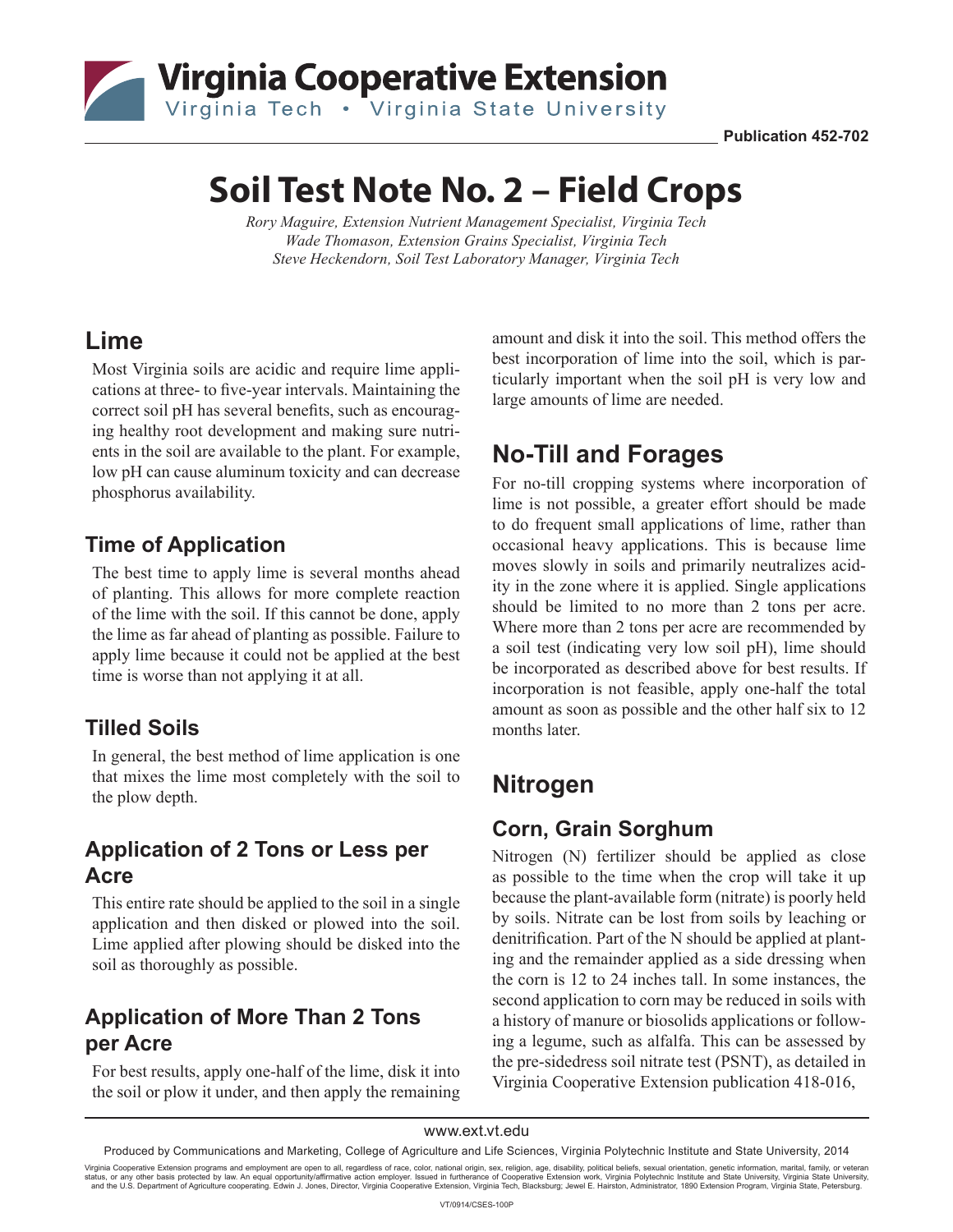Virginia Cooperative Extension
Virginia Tech • Virginia State University

Publication 452-702

# Soil Test Note No. 2 – Field Crops

*Rory Maguire, Extension Nutrient Management Specialist, Virginia Tech*
*Wade Thomason, Extension Grains Specialist, Virginia Tech*
*Steve Heckendorn, Soil Test Laboratory Manager, Virginia Tech*

## Lime

Most Virginia soils are acidic and require lime applications at three- to five-year intervals. Maintaining the correct soil pH has several benefits, such as encouraging healthy root development and making sure nutrients in the soil are available to the plant. For example, low pH can cause aluminum toxicity and can decrease phosphorus availability.

### Time of Application

The best time to apply lime is several months ahead of planting. This allows for more complete reaction of the lime with the soil. If this cannot be done, apply the lime as far ahead of planting as possible. Failure to apply lime because it could not be applied at the best time is worse than not applying it at all.

### Tilled Soils

In general, the best method of lime application is one that mixes the lime most completely with the soil to the plow depth.

### Application of 2 Tons or Less per Acre

This entire rate should be applied to the soil in a single application and then disked or plowed into the soil. Lime applied after plowing should be disked into the soil as thoroughly as possible.

### Application of More Than 2 Tons per Acre

For best results, apply one-half of the lime, disk it into the soil or plow it under, and then apply the remaining amount and disk it into the soil. This method offers the best incorporation of lime into the soil, which is particularly important when the soil pH is very low and large amounts of lime are needed.

## No-Till and Forages

For no-till cropping systems where incorporation of lime is not possible, a greater effort should be made to do frequent small applications of lime, rather than occasional heavy applications. This is because lime moves slowly in soils and primarily neutralizes acidity in the zone where it is applied. Single applications should be limited to no more than 2 tons per acre. Where more than 2 tons per acre are recommended by a soil test (indicating very low soil pH), lime should be incorporated as described above for best results. If incorporation is not feasible, apply one-half the total amount as soon as possible and the other half six to 12 months later.

## Nitrogen

### Corn, Grain Sorghum

Nitrogen (N) fertilizer should be applied as close as possible to the time when the crop will take it up because the plant-available form (nitrate) is poorly held by soils. Nitrate can be lost from soils by leaching or denitrification. Part of the N should be applied at planting and the remainder applied as a side dressing when the corn is 12 to 24 inches tall. In some instances, the second application to corn may be reduced in soils with a history of manure or biosolids applications or following a legume, such as alfalfa. This can be assessed by the pre-sidedress soil nitrate test (PSNT), as detailed in Virginia Cooperative Extension publication 418-016,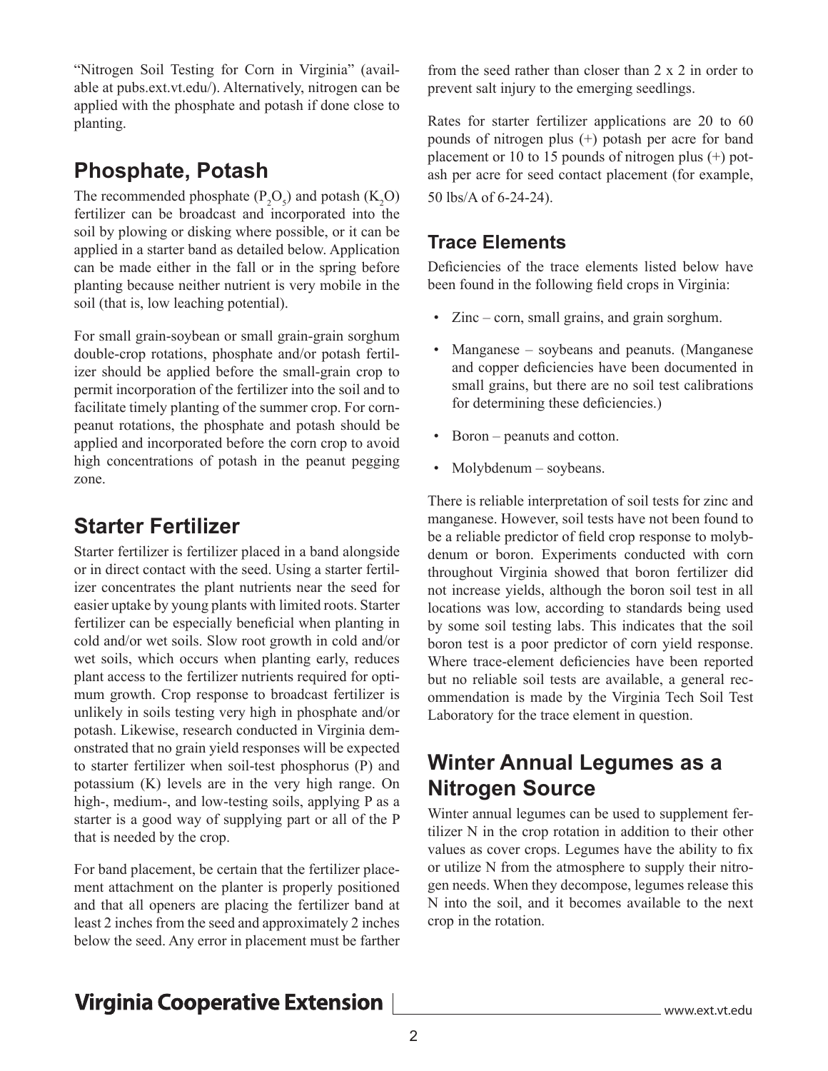"Nitrogen Soil Testing for Corn in Virginia" (available at pubs.ext.vt.edu/). Alternatively, nitrogen can be applied with the phosphate and potash if done close to planting.

## Phosphate, Potash

The recommended phosphate ($P_2O_5$) and potash ($K_2O$) fertilizer can be broadcast and incorporated into the soil by plowing or disking where possible, or it can be applied in a starter band as detailed below. Application can be made either in the fall or in the spring before planting because neither nutrient is very mobile in the soil (that is, low leaching potential).

For small grain-soybean or small grain-grain sorghum double-crop rotations, phosphate and/or potash fertilizer should be applied before the small-grain crop to permit incorporation of the fertilizer into the soil and to facilitate timely planting of the summer crop. For corn-peanut rotations, the phosphate and potash should be applied and incorporated before the corn crop to avoid high concentrations of potash in the peanut pegging zone.

## Starter Fertilizer

Starter fertilizer is fertilizer placed in a band alongside or in direct contact with the seed. Using a starter fertilizer concentrates the plant nutrients near the seed for easier uptake by young plants with limited roots. Starter fertilizer can be especially beneficial when planting in cold and/or wet soils. Slow root growth in cold and/or wet soils, which occurs when planting early, reduces plant access to the fertilizer nutrients required for optimum growth. Crop response to broadcast fertilizer is unlikely in soils testing very high in phosphate and/or potash. Likewise, research conducted in Virginia demonstrated that no grain yield responses will be expected to starter fertilizer when soil-test phosphorus (P) and potassium (K) levels are in the very high range. On high-, medium-, and low-testing soils, applying P as a starter is a good way of supplying part or all of the P that is needed by the crop.

For band placement, be certain that the fertilizer placement attachment on the planter is properly positioned and that all openers are placing the fertilizer band at least 2 inches from the seed and approximately 2 inches below the seed. Any error in placement must be farther from the seed rather than closer than 2 x 2 in order to prevent salt injury to the emerging seedlings.

Rates for starter fertilizer applications are 20 to 60 pounds of nitrogen plus (+) potash per acre for band placement or 10 to 15 pounds of nitrogen plus (+) potash per acre for seed contact placement (for example, 50 lbs/A of 6-24-24).

### Trace Elements

Deficiencies of the trace elements listed below have been found in the following field crops in Virginia:

- Zinc – corn, small grains, and grain sorghum.
- Manganese – soybeans and peanuts. (Manganese and copper deficiencies have been documented in small grains, but there are no soil test calibrations for determining these deficiencies.)
- Boron – peanuts and cotton.
- Molybdenum – soybeans.

There is reliable interpretation of soil tests for zinc and manganese. However, soil tests have not been found to be a reliable predictor of field crop response to molybdenum or boron. Experiments conducted with corn throughout Virginia showed that boron fertilizer did not increase yields, although the boron soil test in all locations was low, according to standards being used by some soil testing labs. This indicates that the soil boron test is a poor predictor of corn yield response. Where trace-element deficiencies have been reported but no reliable soil tests are available, a general recommendation is made by the Virginia Tech Soil Test Laboratory for the trace element in question.

## Winter Annual Legumes as a Nitrogen Source

Winter annual legumes can be used to supplement fertilizer N in the crop rotation in addition to their other values as cover crops. Legumes have the ability to fix or utilize N from the atmosphere to supply their nitrogen needs. When they decompose, legumes release this N into the soil, and it becomes available to the next crop in the rotation.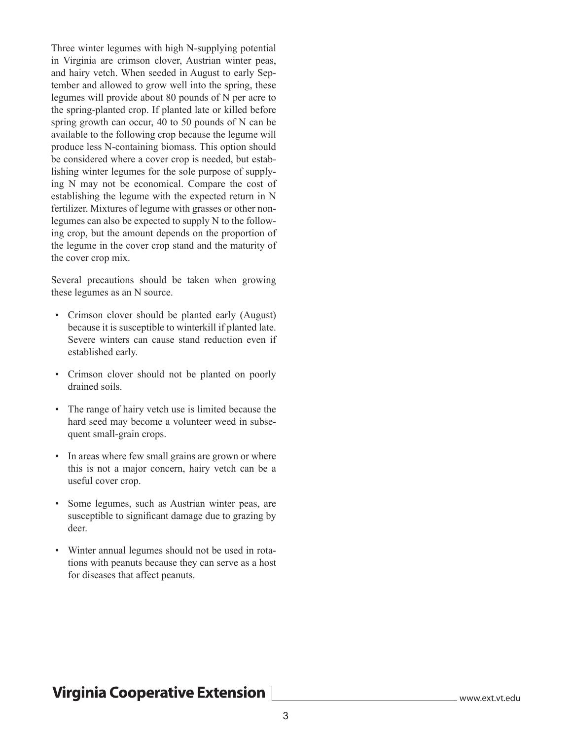Three winter legumes with high N-supplying potential in Virginia are crimson clover, Austrian winter peas, and hairy vetch. When seeded in August to early September and allowed to grow well into the spring, these legumes will provide about 80 pounds of N per acre to the spring-planted crop. If planted late or killed before spring growth can occur, 40 to 50 pounds of N can be available to the following crop because the legume will produce less N-containing biomass. This option should be considered where a cover crop is needed, but establishing winter legumes for the sole purpose of supplying N may not be economical. Compare the cost of establishing the legume with the expected return in N fertilizer. Mixtures of legume with grasses or other nonlegumes can also be expected to supply N to the following crop, but the amount depends on the proportion of the legume in the cover crop stand and the maturity of the cover crop mix.

Several precautions should be taken when growing these legumes as an N source.

- Crimson clover should be planted early (August) because it is susceptible to winterkill if planted late. Severe winters can cause stand reduction even if established early.
- Crimson clover should not be planted on poorly drained soils.
- The range of hairy vetch use is limited because the hard seed may become a volunteer weed in subsequent small-grain crops.
- In areas where few small grains are grown or where this is not a major concern, hairy vetch can be a useful cover crop.
- Some legumes, such as Austrian winter peas, are susceptible to significant damage due to grazing by deer.
- Winter annual legumes should not be used in rotations with peanuts because they can serve as a host for diseases that affect peanuts.